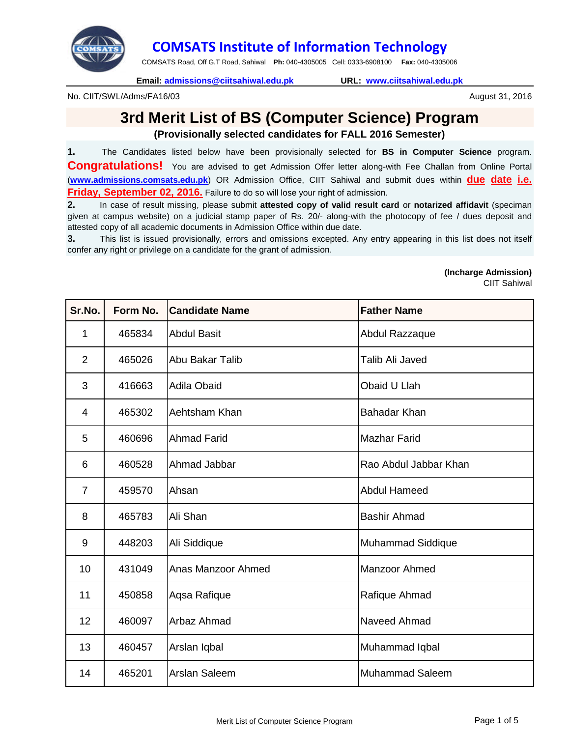# COMSATS Institute of Information Technology

COMSATS Road, Off G.T Road, Sahiwal **Ph:** 040-4305005 Cell: 0333-6908100 **Fax:** 040-4305006

**Email:** admissions@ciitsahiwal.edu.pk **URL:** www.ciitsahiwal.edu.pk

No. CIIT/SWL/Adms/FA16/03

August 31, 2016

## 3rd Merit List of BS (Computer Science) Program

**(Provisionally selected candidates for FALL 2016 Semester)**

**1.** The Candidates listed below have been provisionally selected for **BS in Computer Science** program. **Congratulations!** You are advised to get Admission Offer letter along-with Fee Challan from Online Portal (**www.admissions.comsats.edu.pk**) OR Admission Office, CIIT Sahiwal and submit dues within **due date i.e. Friday, September 02, 2016.** Failure to do so will lose your right of admission.

**2.** In case of result missing, please submit **attested copy of valid result card** or **notarized affidavit** (speciman given at campus website) on a judicial stamp paper of Rs. 20/- along-with the photocopy of fee / dues deposit and attested copy of all academic documents in Admission Office within due date.

**3.** This list is issued provisionally, errors and omissions excepted. Any entry appearing in this list does not itself confer any right or privilege on a candidate for the grant of admission.

**(Incharge Admission)**
CIIT Sahiwal

| Sr.No. | Form No. | Candidate Name | Father Name |
|---|---|---|---|
| 1 | 465834 | Abdul Basit | Abdul Razzaque |
| 2 | 465026 | Abu Bakar Talib | Talib Ali Javed |
| 3 | 416663 | Adila Obaid | Obaid U Llah |
| 4 | 465302 | Aehtsham Khan | Bahadar Khan |
| 5 | 460696 | Ahmad Farid | Mazhar Farid |
| 6 | 460528 | Ahmad Jabbar | Rao Abdul Jabbar Khan |
| 7 | 459570 | Ahsan | Abdul Hameed |
| 8 | 465783 | Ali Shan | Bashir Ahmad |
| 9 | 448203 | Ali Siddique | Muhammad Siddique |
| 10 | 431049 | Anas Manzoor Ahmed | Manzoor Ahmed |
| 11 | 450858 | Aqsa Rafique | Rafique Ahmad |
| 12 | 460097 | Arbaz Ahmad | Naveed Ahmad |
| 13 | 460457 | Arslan Iqbal | Muhammad Iqbal |
| 14 | 465201 | Arslan Saleem | Muhammad Saleem |

Merit List of Computer Science Program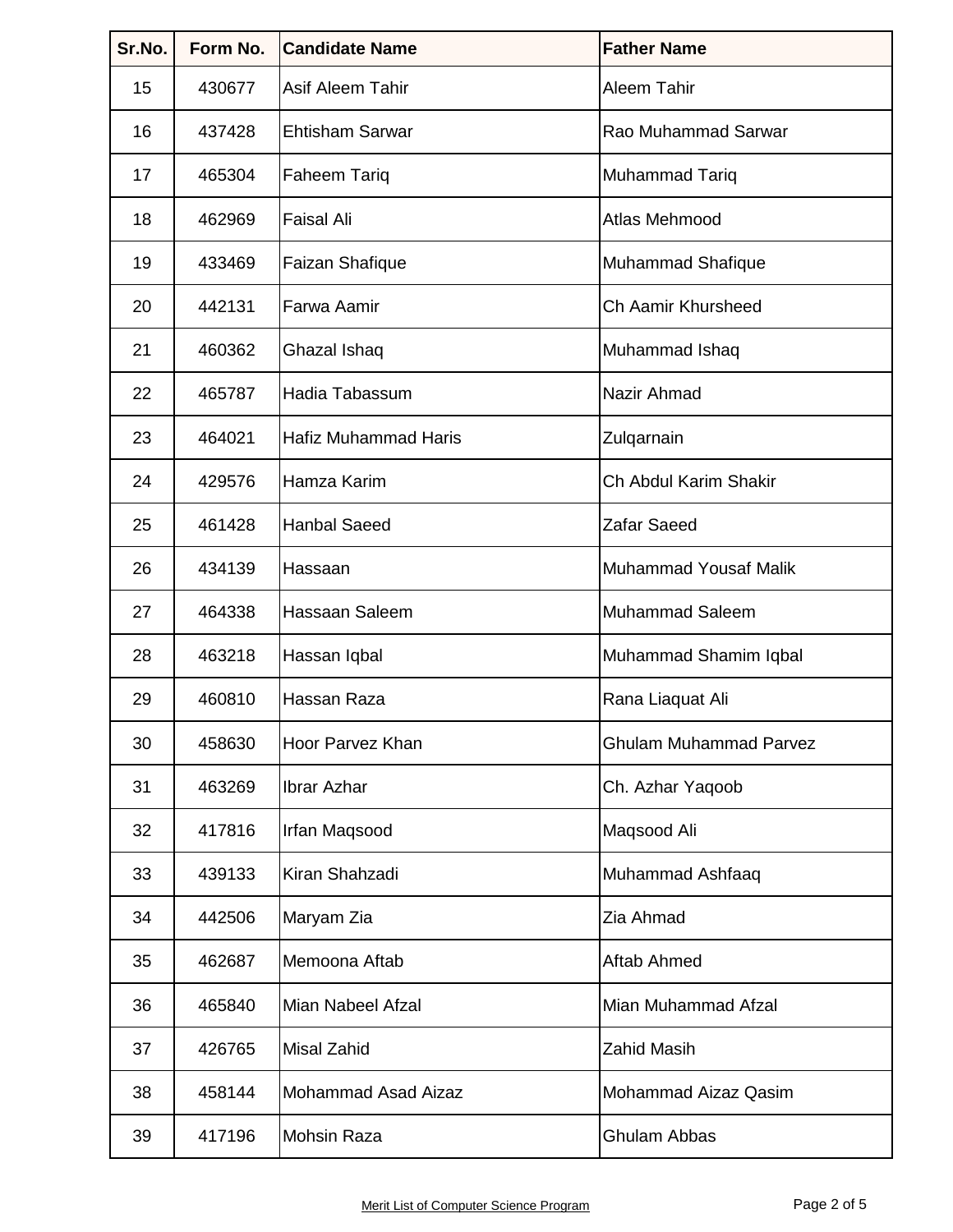| Sr.No. | Form No. | Candidate Name | Father Name |
|---|---|---|---|
| 15 | 430677 | Asif Aleem Tahir | Aleem Tahir |
| 16 | 437428 | Ehtisham Sarwar | Rao Muhammad Sarwar |
| 17 | 465304 | Faheem Tariq | Muhammad Tariq |
| 18 | 462969 | Faisal Ali | Atlas Mehmood |
| 19 | 433469 | Faizan Shafique | Muhammad Shafique |
| 20 | 442131 | Farwa Aamir | Ch Aamir Khursheed |
| 21 | 460362 | Ghazal Ishaq | Muhammad Ishaq |
| 22 | 465787 | Hadia Tabassum | Nazir Ahmad |
| 23 | 464021 | Hafiz Muhammad Haris | Zulqarnain |
| 24 | 429576 | Hamza Karim | Ch Abdul Karim Shakir |
| 25 | 461428 | Hanbal Saeed | Zafar Saeed |
| 26 | 434139 | Hassaan | Muhammad Yousaf Malik |
| 27 | 464338 | Hassaan Saleem | Muhammad Saleem |
| 28 | 463218 | Hassan Iqbal | Muhammad Shamim Iqbal |
| 29 | 460810 | Hassan Raza | Rana Liaquat Ali |
| 30 | 458630 | Hoor Parvez Khan | Ghulam Muhammad Parvez |
| 31 | 463269 | Ibrar Azhar | Ch. Azhar Yaqoob |
| 32 | 417816 | Irfan Maqsood | Maqsood Ali |
| 33 | 439133 | Kiran Shahzadi | Muhammad Ashfaaq |
| 34 | 442506 | Maryam Zia | Zia Ahmad |
| 35 | 462687 | Memoona Aftab | Aftab Ahmed |
| 36 | 465840 | Mian Nabeel Afzal | Mian Muhammad Afzal |
| 37 | 426765 | Misal Zahid | Zahid Masih |
| 38 | 458144 | Mohammad Asad Aizaz | Mohammad Aizaz Qasim |
| 39 | 417196 | Mohsin Raza | Ghulam Abbas |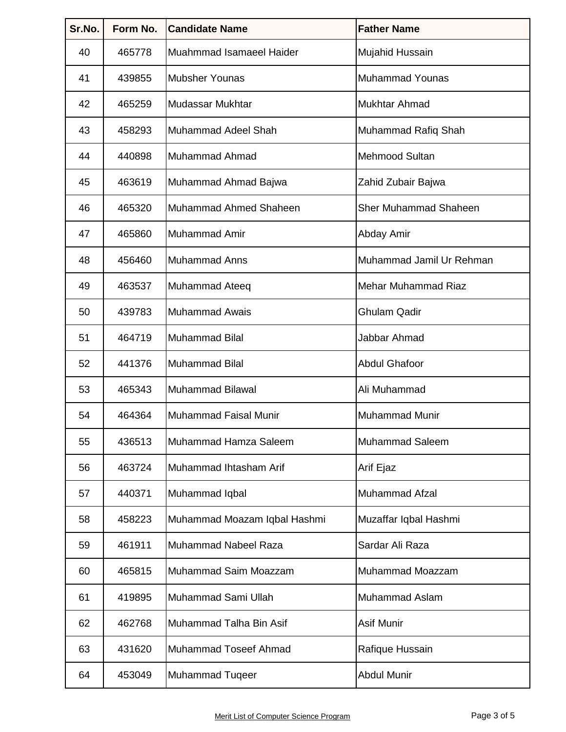| Sr.No. | Form No. | Candidate Name | Father Name |
|---|---|---|---|
| 40 | 465778 | Muahmmad Isamaeel Haider | Mujahid Hussain |
| 41 | 439855 | Mubsher Younas | Muhammad Younas |
| 42 | 465259 | Mudassar Mukhtar | Mukhtar Ahmad |
| 43 | 458293 | Muhammad Adeel Shah | Muhammad Rafiq Shah |
| 44 | 440898 | Muhammad Ahmad | Mehmood Sultan |
| 45 | 463619 | Muhammad Ahmad Bajwa | Zahid Zubair Bajwa |
| 46 | 465320 | Muhammad Ahmed Shaheen | Sher Muhammad Shaheen |
| 47 | 465860 | Muhammad Amir | Abday Amir |
| 48 | 456460 | Muhammad Anns | Muhammad Jamil Ur Rehman |
| 49 | 463537 | Muhammad Ateeq | Mehar Muhammad Riaz |
| 50 | 439783 | Muhammad Awais | Ghulam Qadir |
| 51 | 464719 | Muhammad Bilal | Jabbar Ahmad |
| 52 | 441376 | Muhammad Bilal | Abdul Ghafoor |
| 53 | 465343 | Muhammad Bilawal | Ali Muhammad |
| 54 | 464364 | Muhammad Faisal Munir | Muhammad Munir |
| 55 | 436513 | Muhammad Hamza Saleem | Muhammad Saleem |
| 56 | 463724 | Muhammad Ihtasham Arif | Arif Ejaz |
| 57 | 440371 | Muhammad Iqbal | Muhammad Afzal |
| 58 | 458223 | Muhammad Moazam Iqbal Hashmi | Muzaffar Iqbal Hashmi |
| 59 | 461911 | Muhammad Nabeel Raza | Sardar Ali Raza |
| 60 | 465815 | Muhammad Saim Moazzam | Muhammad Moazzam |
| 61 | 419895 | Muhammad Sami Ullah | Muhammad Aslam |
| 62 | 462768 | Muhammad Talha Bin Asif | Asif Munir |
| 63 | 431620 | Muhammad Toseef Ahmad | Rafique Hussain |
| 64 | 453049 | Muhammad Tuqeer | Abdul Munir |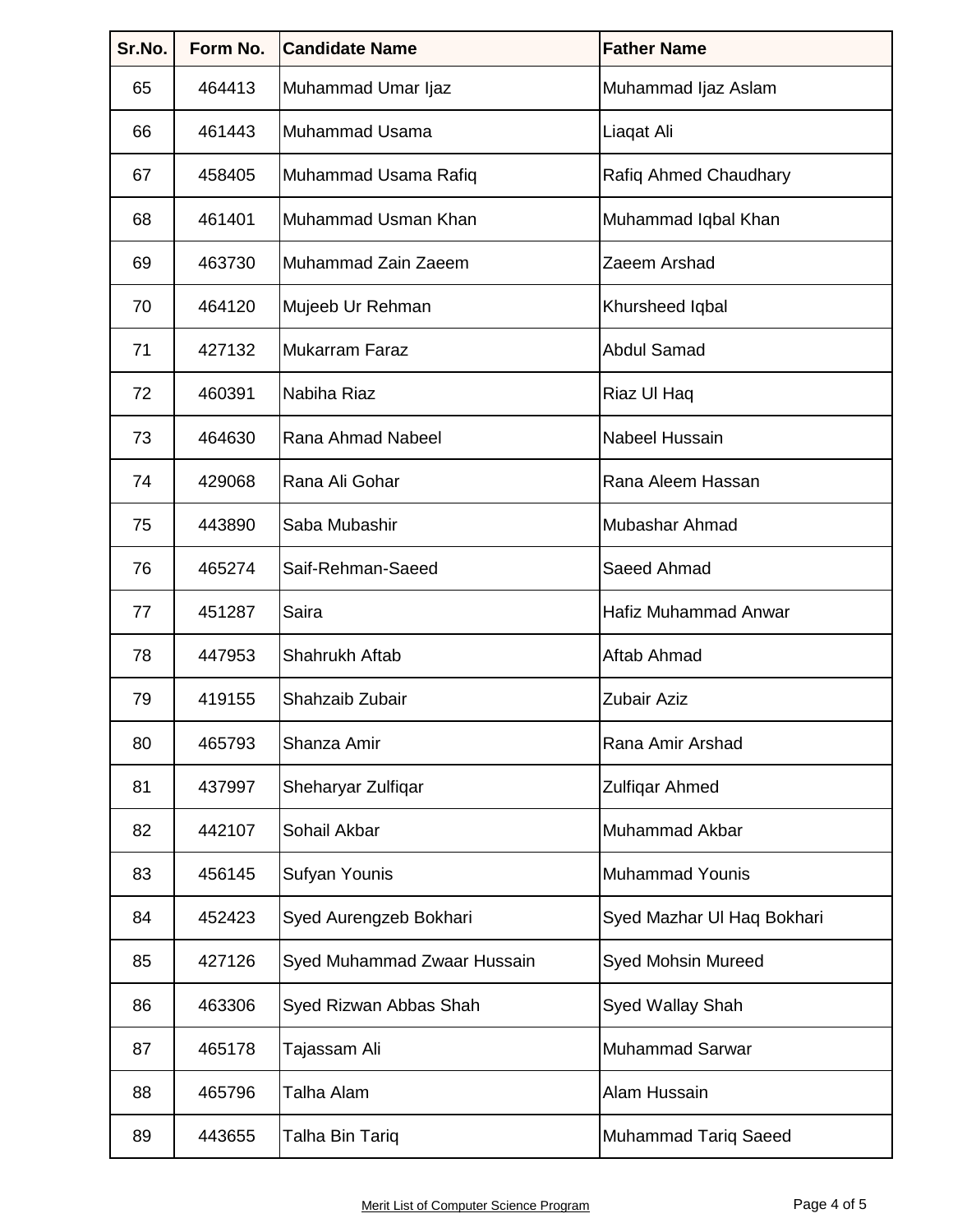| Sr.No. | Form No. | Candidate Name | Father Name |
|---|---|---|---|
| 65 | 464413 | Muhammad Umar Ijaz | Muhammad Ijaz Aslam |
| 66 | 461443 | Muhammad Usama | Liaqat Ali |
| 67 | 458405 | Muhammad Usama Rafiq | Rafiq Ahmed Chaudhary |
| 68 | 461401 | Muhammad Usman Khan | Muhammad Iqbal Khan |
| 69 | 463730 | Muhammad Zain Zaeem | Zaeem Arshad |
| 70 | 464120 | Mujeeb Ur Rehman | Khursheed Iqbal |
| 71 | 427132 | Mukarram Faraz | Abdul Samad |
| 72 | 460391 | Nabiha Riaz | Riaz Ul Haq |
| 73 | 464630 | Rana Ahmad Nabeel | Nabeel Hussain |
| 74 | 429068 | Rana Ali Gohar | Rana Aleem Hassan |
| 75 | 443890 | Saba Mubashir | Mubashar Ahmad |
| 76 | 465274 | Saif-Rehman-Saeed | Saeed Ahmad |
| 77 | 451287 | Saira | Hafiz Muhammad Anwar |
| 78 | 447953 | Shahrukh Aftab | Aftab Ahmad |
| 79 | 419155 | Shahzaib Zubair | Zubair Aziz |
| 80 | 465793 | Shanza Amir | Rana Amir Arshad |
| 81 | 437997 | Sheharyar Zulfiqar | Zulfiqar Ahmed |
| 82 | 442107 | Sohail Akbar | Muhammad Akbar |
| 83 | 456145 | Sufyan Younis | Muhammad Younis |
| 84 | 452423 | Syed Aurengzeb Bokhari | Syed Mazhar Ul Haq Bokhari |
| 85 | 427126 | Syed Muhammad Zwaar Hussain | Syed Mohsin Mureed |
| 86 | 463306 | Syed Rizwan Abbas Shah | Syed Wallay Shah |
| 87 | 465178 | Tajassam Ali | Muhammad Sarwar |
| 88 | 465796 | Talha Alam | Alam Hussain |
| 89 | 443655 | Talha Bin Tariq | Muhammad Tariq Saeed |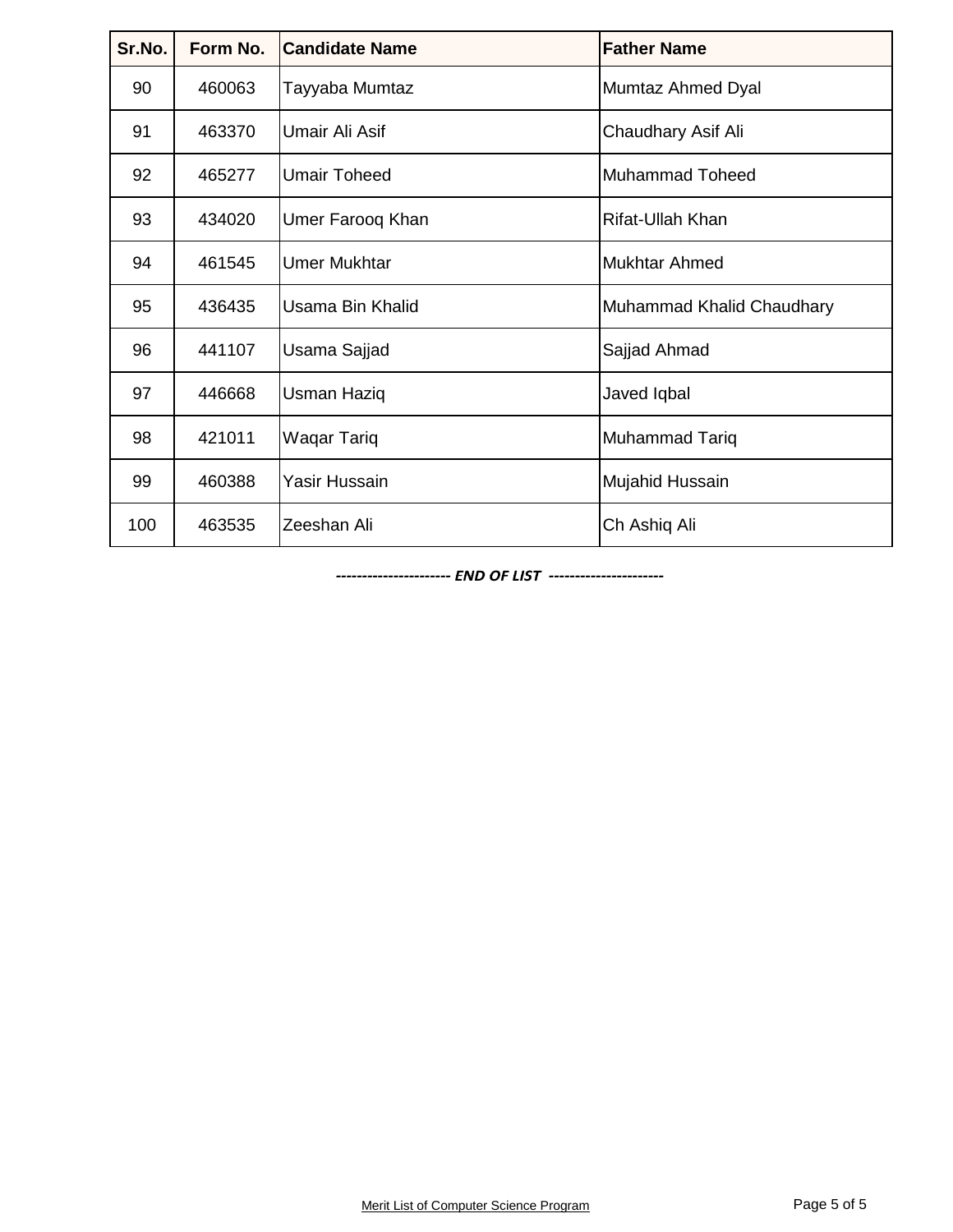| Sr.No. | Form No. | Candidate Name | Father Name |
|---|---|---|---|
| 90 | 460063 | Tayyaba Mumtaz | Mumtaz Ahmed Dyal |
| 91 | 463370 | Umair Ali Asif | Chaudhary Asif Ali |
| 92 | 465277 | Umair Toheed | Muhammad Toheed |
| 93 | 434020 | Umer Farooq Khan | Rifat-Ullah Khan |
| 94 | 461545 | Umer Mukhtar | Mukhtar Ahmed |
| 95 | 436435 | Usama Bin Khalid | Muhammad Khalid Chaudhary |
| 96 | 441107 | Usama Sajjad | Sajjad Ahmad |
| 97 | 446668 | Usman Haziq | Javed Iqbal |
| 98 | 421011 | Waqar Tariq | Muhammad Tariq |
| 99 | 460388 | Yasir Hussain | Mujahid Hussain |
| 100 | 463535 | Zeeshan Ali | Ch Ashiq Al |

***--------------------- END OF LIST ---------------------***